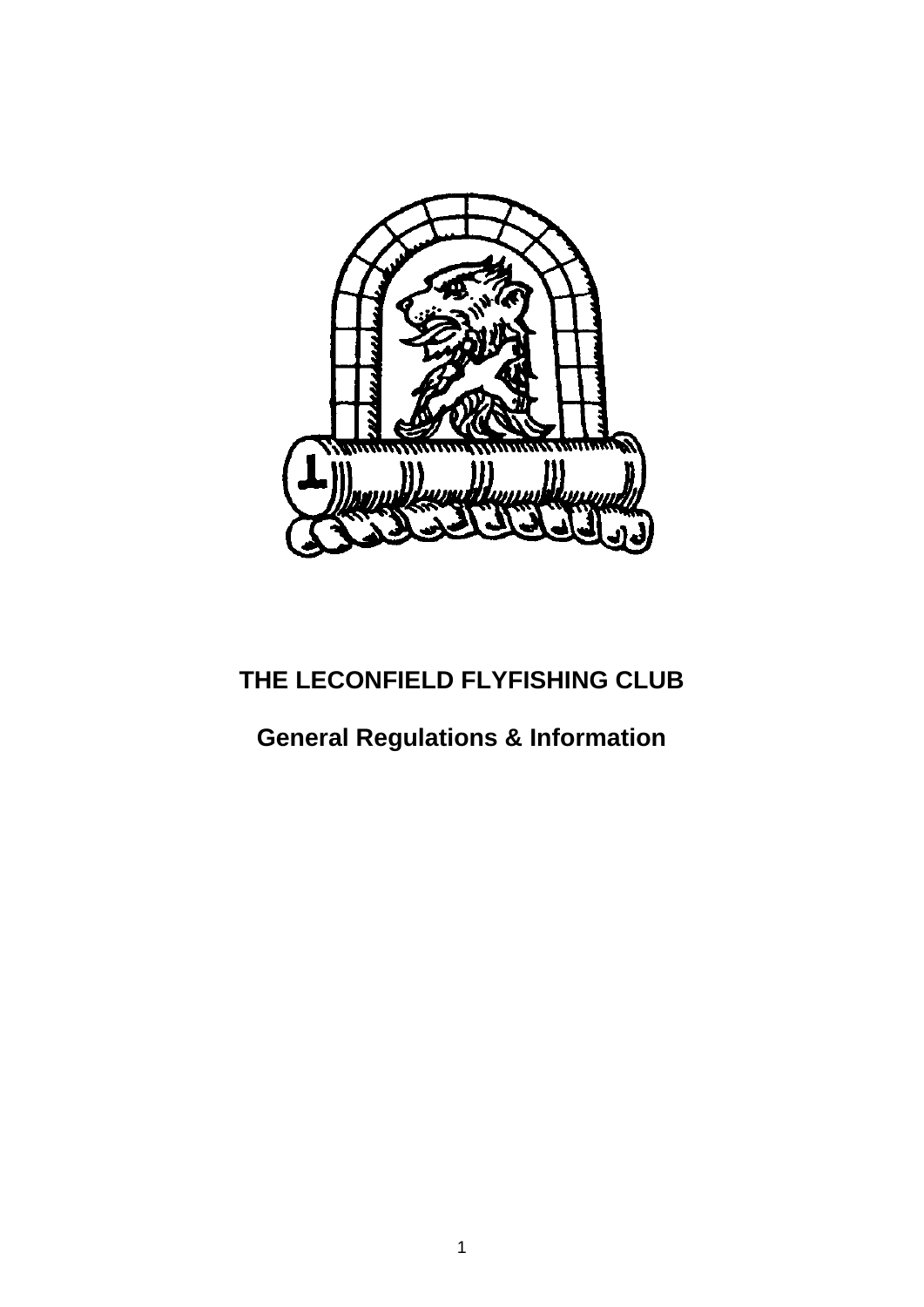# THE LECONFIELD FLYFISHING CLUB

## General Regulations & Information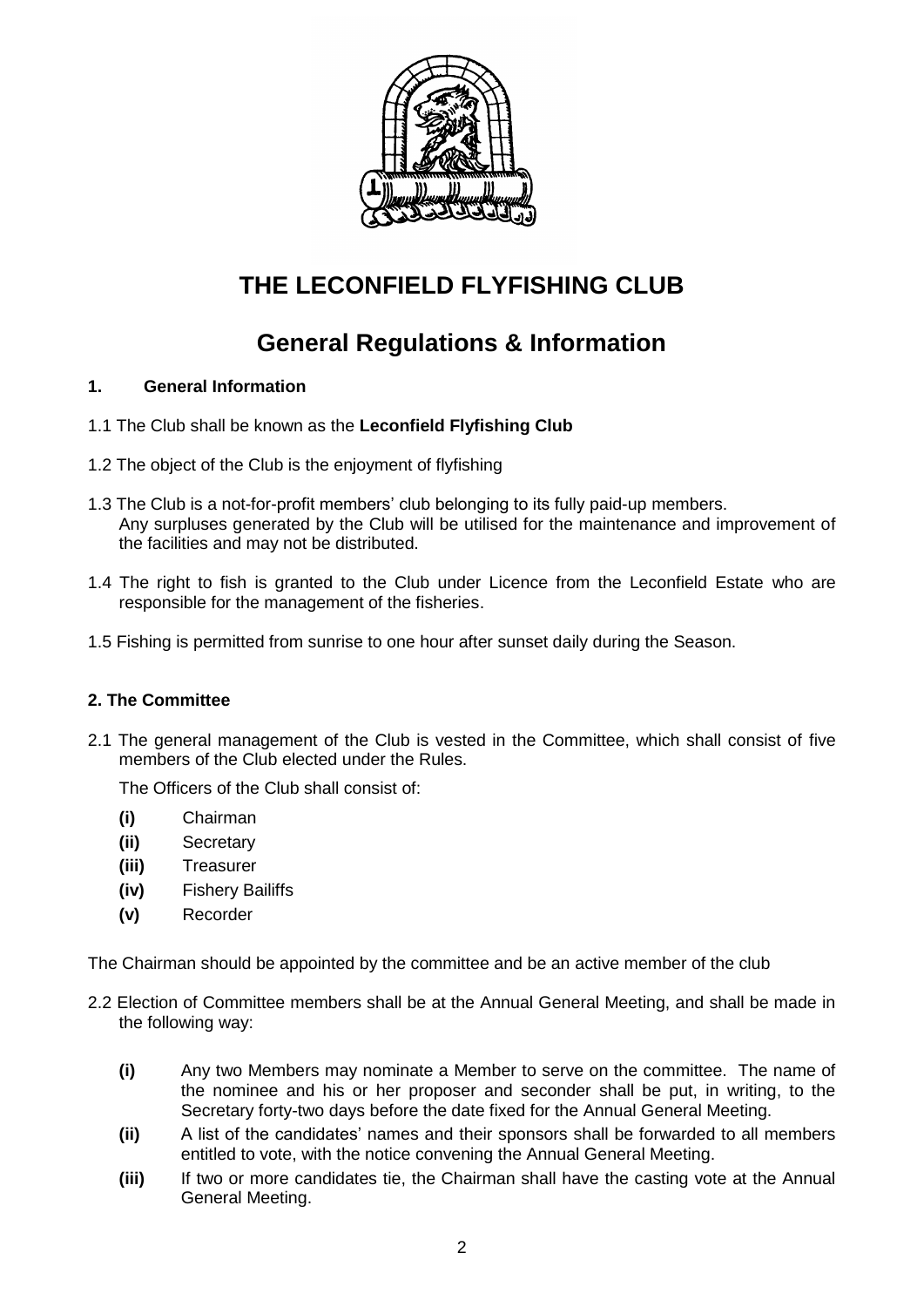# THE LECONFIELD FLYFISHING CLUB

## General Regulations & Information

### 1. General Information

1.1 The Club shall be known as the **Leconfield Flyfishing Club**

1.2 The object of the Club is the enjoyment of flyfishing

1.3 The Club is a not-for-profit members' club belonging to its fully paid-up members. Any surpluses generated by the Club will be utilised for the maintenance and improvement of the facilities and may not be distributed.

1.4 The right to fish is granted to the Club under Licence from the Leconfield Estate who are responsible for the management of the fisheries.

1.5 Fishing is permitted from sunrise to one hour after sunset daily during the Season.

### 2. The Committee

2.1 The general management of the Club is vested in the Committee, which shall consist of five members of the Club elected under the Rules.

The Officers of the Club shall consist of:

- **(i)** Chairman
- **(ii)** Secretary
- **(iii)** Treasurer
- **(iv)** Fishery Bailiffs
- **(v)** Recorder

The Chairman should be appointed by the committee and be an active member of the club

2.2 Election of Committee members shall be at the Annual General Meeting, and shall be made in the following way:

- **(i)** Any two Members may nominate a Member to serve on the committee. The name of the nominee and his or her proposer and seconder shall be put, in writing, to the Secretary forty-two days before the date fixed for the Annual General Meeting.
- **(ii)** A list of the candidates' names and their sponsors shall be forwarded to all members entitled to vote, with the notice convening the Annual General Meeting.
- **(iii)** If two or more candidates tie, the Chairman shall have the casting vote at the Annual General Meeting.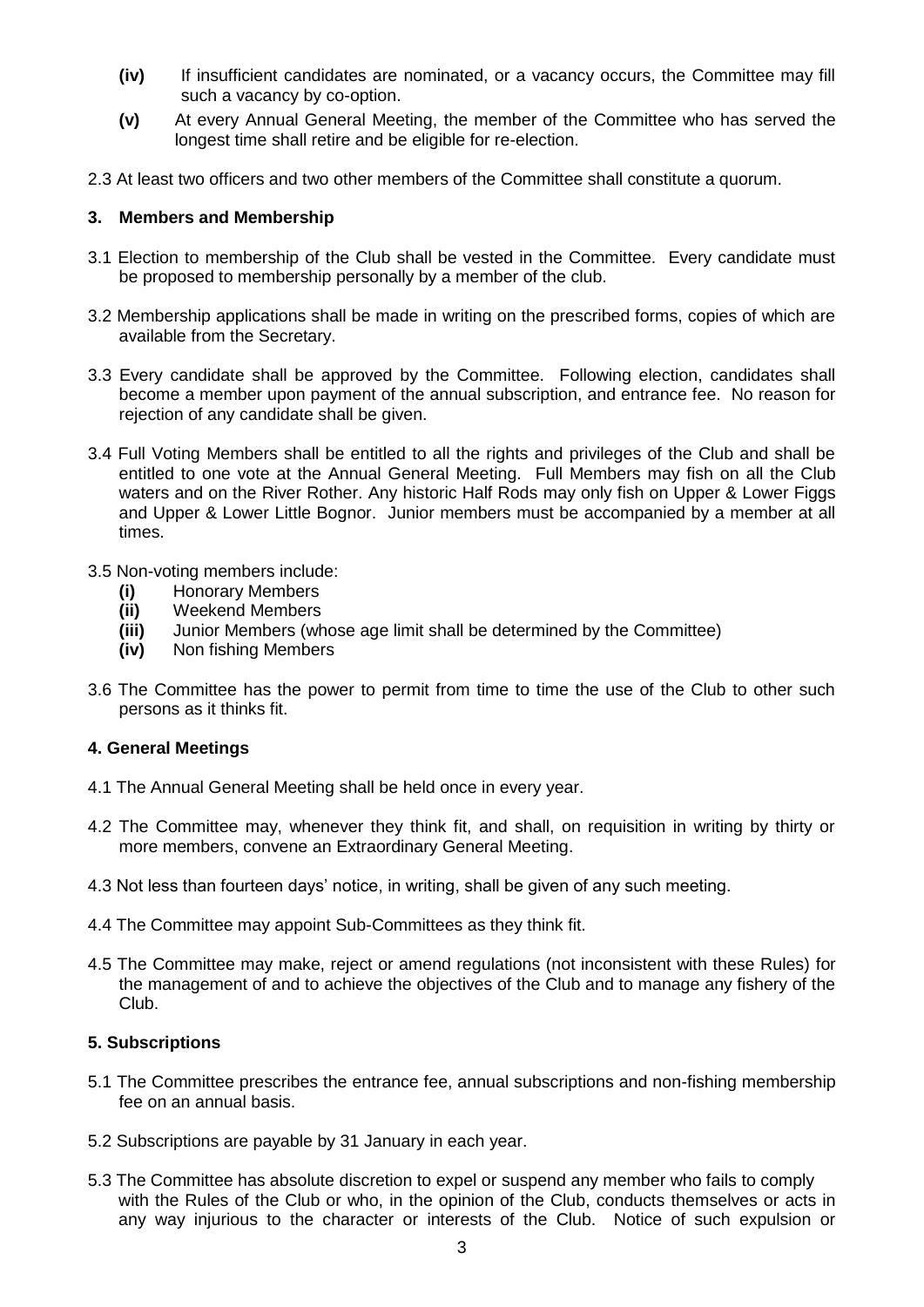- **(iv)** If insufficient candidates are nominated, or a vacancy occurs, the Committee may fill such a vacancy by co-option.
- **(v)** At every Annual General Meeting, the member of the Committee who has served the longest time shall retire and be eligible for re-election.

2.3 At least two officers and two other members of the Committee shall constitute a quorum.

### 3. Members and Membership

3.1 Election to membership of the Club shall be vested in the Committee. Every candidate must be proposed to membership personally by a member of the club.

3.2 Membership applications shall be made in writing on the prescribed forms, copies of which are available from the Secretary.

3.3 Every candidate shall be approved by the Committee. Following election, candidates shall become a member upon payment of the annual subscription, and entrance fee. No reason for rejection of any candidate shall be given.

3.4 Full Voting Members shall be entitled to all the rights and privileges of the Club and shall be entitled to one vote at the Annual General Meeting. Full Members may fish on all the Club waters and on the River Rother. Any historic Half Rods may only fish on Upper & Lower Figgs and Upper & Lower Little Bognor. Junior members must be accompanied by a member at all times.

3.5 Non-voting members include:

- **(i)** Honorary Members
- **(ii)** Weekend Members
- **(iii)** Junior Members (whose age limit shall be determined by the Committee)
- **(iv)** Non fishing Members

3.6 The Committee has the power to permit from time to time the use of the Club to other such persons as it thinks fit.

### 4. General Meetings

4.1 The Annual General Meeting shall be held once in every year.

4.2 The Committee may, whenever they think fit, and shall, on requisition in writing by thirty or more members, convene an Extraordinary General Meeting.

4.3 Not less than fourteen days' notice, in writing, shall be given of any such meeting.

4.4 The Committee may appoint Sub-Committees as they think fit.

4.5 The Committee may make, reject or amend regulations (not inconsistent with these Rules) for the management of and to achieve the objectives of the Club and to manage any fishery of the Club.

### 5. Subscriptions

5.1 The Committee prescribes the entrance fee, annual subscriptions and non-fishing membership fee on an annual basis.

5.2 Subscriptions are payable by 31 January in each year.

5.3 The Committee has absolute discretion to expel or suspend any member who fails to comply with the Rules of the Club or who, in the opinion of the Club, conducts themselves or acts in any way injurious to the character or interests of the Club. Notice of such expulsion or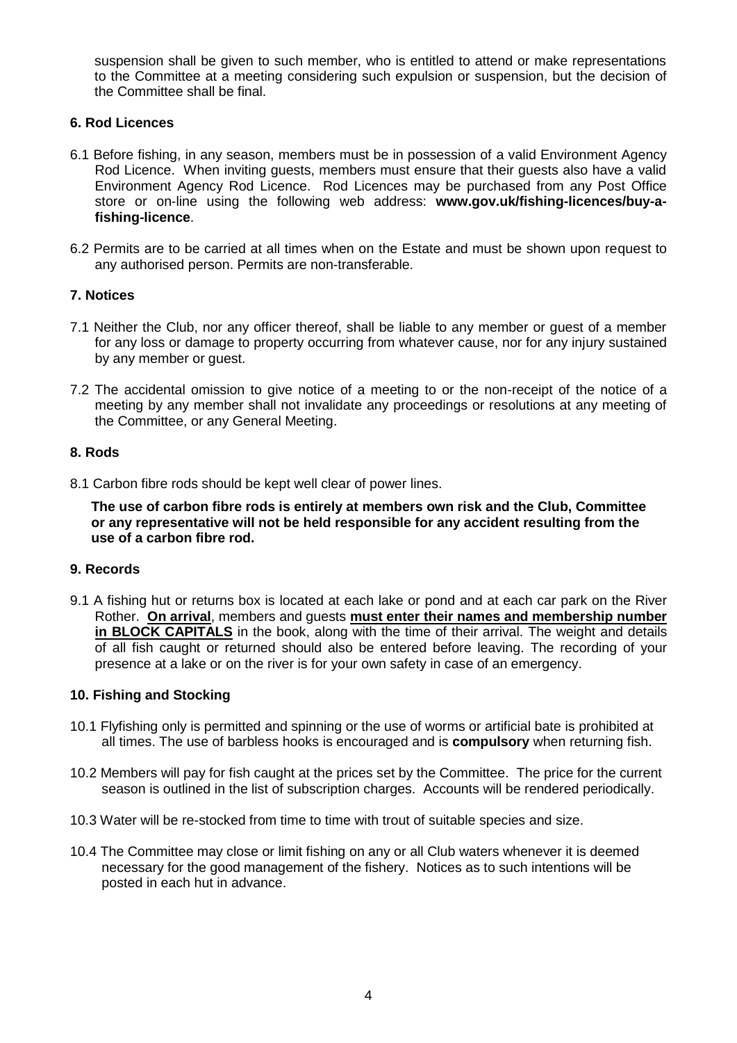suspension shall be given to such member, who is entitled to attend or make representations to the Committee at a meeting considering such expulsion or suspension, but the decision of the Committee shall be final.

### 6. Rod Licences

6.1 Before fishing, in any season, members must be in possession of a valid Environment Agency Rod Licence. When inviting guests, members must ensure that their guests also have a valid Environment Agency Rod Licence. Rod Licences may be purchased from any Post Office store or on-line using the following web address: **www.gov.uk/fishing-licences/buy-a-fishing-licence**.

6.2 Permits are to be carried at all times when on the Estate and must be shown upon request to any authorised person. Permits are non-transferable.

### 7. Notices

7.1 Neither the Club, nor any officer thereof, shall be liable to any member or guest of a member for any loss or damage to property occurring from whatever cause, nor for any injury sustained by any member or guest.

7.2 The accidental omission to give notice of a meeting to or the non-receipt of the notice of a meeting by any member shall not invalidate any proceedings or resolutions at any meeting of the Committee, or any General Meeting.

### 8. Rods

8.1 Carbon fibre rods should be kept well clear of power lines.

**The use of carbon fibre rods is entirely at members own risk and the Club, Committee or any representative will not be held responsible for any accident resulting from the use of a carbon fibre rod.**

### 9. Records

9.1 A fishing hut or returns box is located at each lake or pond and at each car park on the River Rother. **On arrival**, members and guests **must enter their names and membership number in BLOCK CAPITALS** in the book, along with the time of their arrival. The weight and details of all fish caught or returned should also be entered before leaving. The recording of your presence at a lake or on the river is for your own safety in case of an emergency.

### 10. Fishing and Stocking

10.1 Flyfishing only is permitted and spinning or the use of worms or artificial bate is prohibited at all times. The use of barbless hooks is encouraged and is **compulsory** when returning fish.

10.2 Members will pay for fish caught at the prices set by the Committee. The price for the current season is outlined in the list of subscription charges. Accounts will be rendered periodically.

10.3 Water will be re-stocked from time to time with trout of suitable species and size.

10.4 The Committee may close or limit fishing on any or all Club waters whenever it is deemed necessary for the good management of the fishery. Notices as to such intentions will be posted in each hut in advance.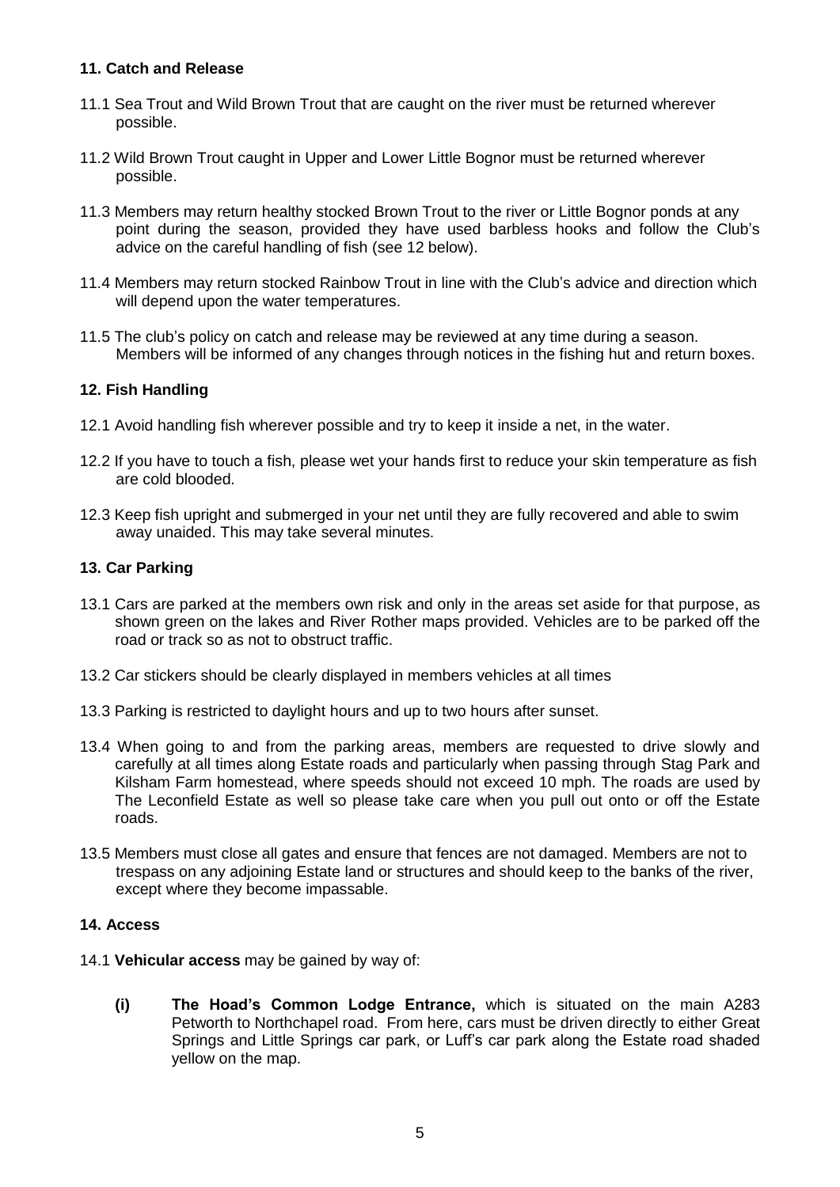### 11. Catch and Release

11.1 Sea Trout and Wild Brown Trout that are caught on the river must be returned wherever possible.

11.2 Wild Brown Trout caught in Upper and Lower Little Bognor must be returned wherever possible.

11.3 Members may return healthy stocked Brown Trout to the river or Little Bognor ponds at any point during the season, provided they have used barbless hooks and follow the Club's advice on the careful handling of fish (see 12 below).

11.4 Members may return stocked Rainbow Trout in line with the Club's advice and direction which will depend upon the water temperatures.

11.5 The club's policy on catch and release may be reviewed at any time during a season. Members will be informed of any changes through notices in the fishing hut and return boxes.

### 12. Fish Handling

12.1 Avoid handling fish wherever possible and try to keep it inside a net, in the water.

12.2 If you have to touch a fish, please wet your hands first to reduce your skin temperature as fish are cold blooded.

12.3 Keep fish upright and submerged in your net until they are fully recovered and able to swim away unaided. This may take several minutes.

### 13. Car Parking

13.1 Cars are parked at the members own risk and only in the areas set aside for that purpose, as shown green on the lakes and River Rother maps provided. Vehicles are to be parked off the road or track so as not to obstruct traffic.

13.2 Car stickers should be clearly displayed in members vehicles at all times

13.3 Parking is restricted to daylight hours and up to two hours after sunset.

13.4 When going to and from the parking areas, members are requested to drive slowly and carefully at all times along Estate roads and particularly when passing through Stag Park and Kilsham Farm homestead, where speeds should not exceed 10 mph. The roads are used by The Leconfield Estate as well so please take care when you pull out onto or off the Estate roads.

13.5 Members must close all gates and ensure that fences are not damaged. Members are not to trespass on any adjoining Estate land or structures and should keep to the banks of the river, except where they become impassable.

### 14. Access

14.1 **Vehicular access** may be gained by way of:

**(i)** **The Hoad's Common Lodge Entrance,** which is situated on the main A283 Petworth to Northchapel road. From here, cars must be driven directly to either Great Springs and Little Springs car park, or Luff's car park along the Estate road shaded yellow on the map.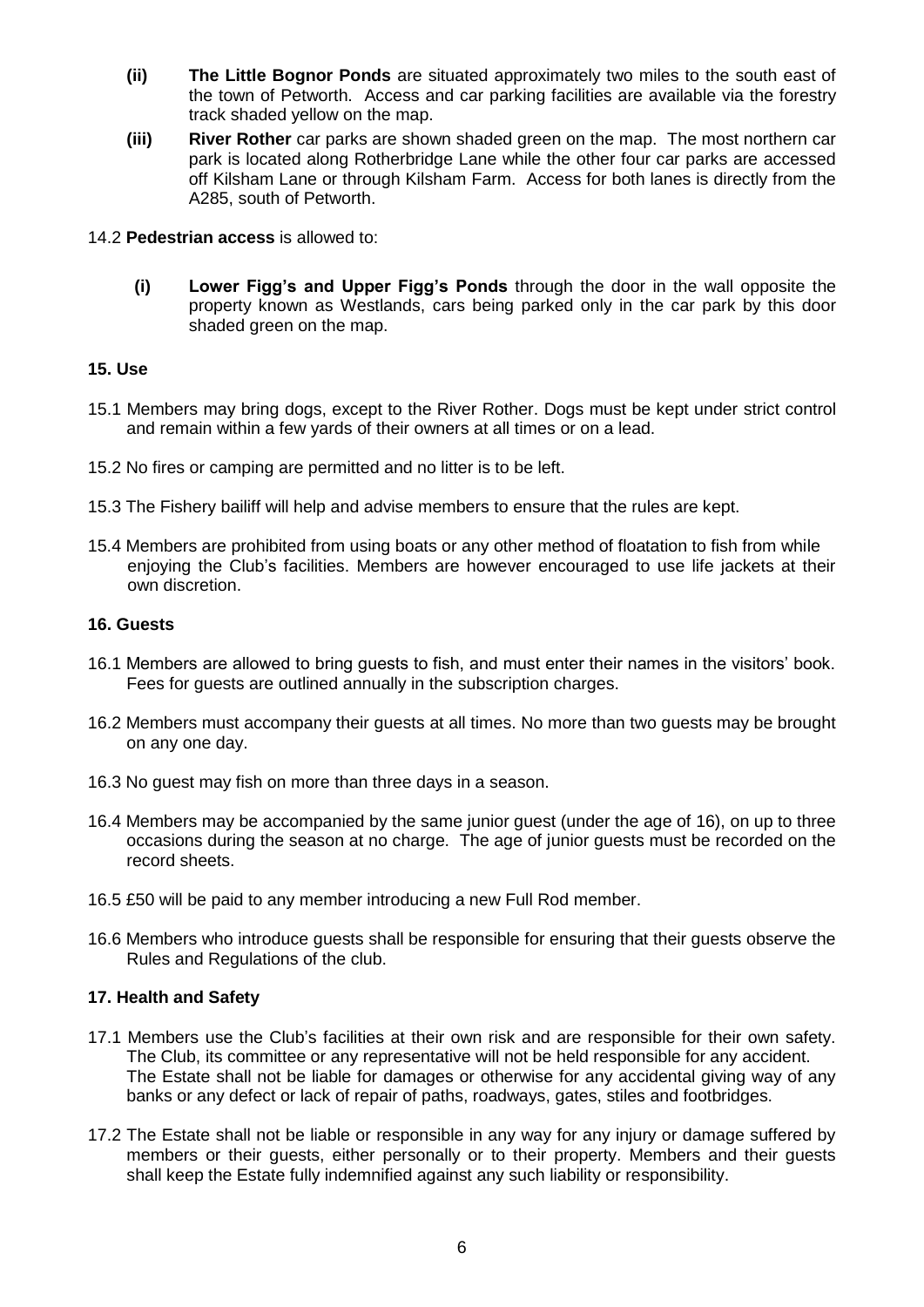- **(ii) The Little Bognor Ponds** are situated approximately two miles to the south east of the town of Petworth. Access and car parking facilities are available via the forestry track shaded yellow on the map.
- **(iii) River Rother** car parks are shown shaded green on the map. The most northern car park is located along Rotherbridge Lane while the other four car parks are accessed off Kilsham Lane or through Kilsham Farm. Access for both lanes is directly from the A285, south of Petworth.

14.2 **Pedestrian access** is allowed to:

- **(i) Lower Figg's and Upper Figg's Ponds** through the door in the wall opposite the property known as Westlands, cars being parked only in the car park by this door shaded green on the map.

### 15. Use

15.1 Members may bring dogs, except to the River Rother. Dogs must be kept under strict control and remain within a few yards of their owners at all times or on a lead.

15.2 No fires or camping are permitted and no litter is to be left.

15.3 The Fishery bailiff will help and advise members to ensure that the rules are kept.

15.4 Members are prohibited from using boats or any other method of floatation to fish from while enjoying the Club's facilities. Members are however encouraged to use life jackets at their own discretion.

### 16. Guests

16.1 Members are allowed to bring guests to fish, and must enter their names in the visitors' book. Fees for guests are outlined annually in the subscription charges.

16.2 Members must accompany their guests at all times. No more than two guests may be brought on any one day.

16.3 No guest may fish on more than three days in a season.

16.4 Members may be accompanied by the same junior guest (under the age of 16), on up to three occasions during the season at no charge. The age of junior guests must be recorded on the record sheets.

16.5 £50 will be paid to any member introducing a new Full Rod member.

16.6 Members who introduce guests shall be responsible for ensuring that their guests observe the Rules and Regulations of the club.

### 17. Health and Safety

17.1 Members use the Club's facilities at their own risk and are responsible for their own safety. The Club, its committee or any representative will not be held responsible for any accident. The Estate shall not be liable for damages or otherwise for any accidental giving way of any banks or any defect or lack of repair of paths, roadways, gates, stiles and footbridges.

17.2 The Estate shall not be liable or responsible in any way for any injury or damage suffered by members or their guests, either personally or to their property. Members and their guests shall keep the Estate fully indemnified against any such liability or responsibility.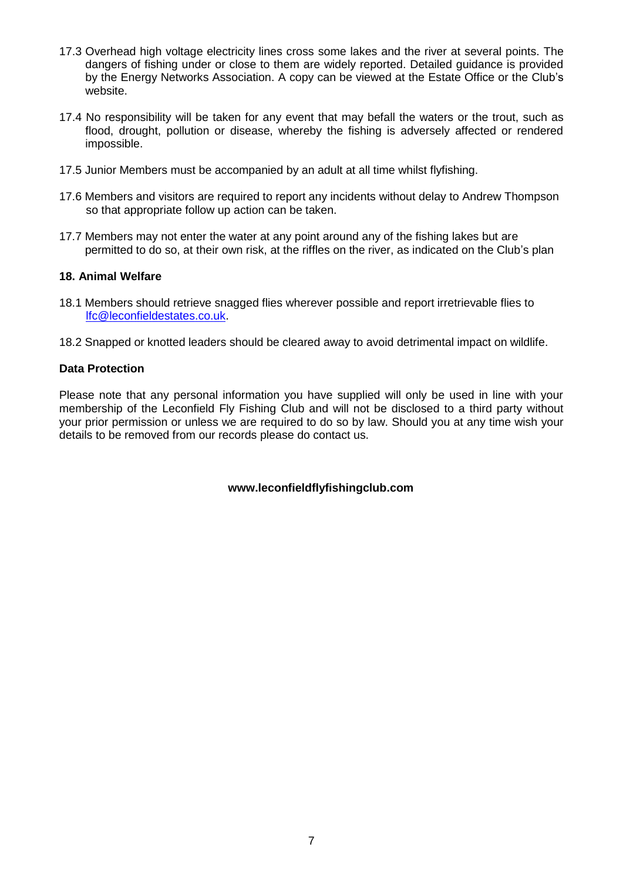17.3 Overhead high voltage electricity lines cross some lakes and the river at several points. The dangers of fishing under or close to them are widely reported. Detailed guidance is provided by the Energy Networks Association. A copy can be viewed at the Estate Office or the Club's website.

17.4 No responsibility will be taken for any event that may befall the waters or the trout, such as flood, drought, pollution or disease, whereby the fishing is adversely affected or rendered impossible.

17.5 Junior Members must be accompanied by an adult at all time whilst flyfishing.

17.6 Members and visitors are required to report any incidents without delay to Andrew Thompson so that appropriate follow up action can be taken.

17.7 Members may not enter the water at any point around any of the fishing lakes but are permitted to do so, at their own risk, at the riffles on the river, as indicated on the Club's plan

**18. Animal Welfare**

18.1 Members should retrieve snagged flies wherever possible and report irretrievable flies to lfc@leconfieldestates.co.uk.

18.2 Snapped or knotted leaders should be cleared away to avoid detrimental impact on wildlife.

**Data Protection**

Please note that any personal information you have supplied will only be used in line with your membership of the Leconfield Fly Fishing Club and will not be disclosed to a third party without your prior permission or unless we are required to do so by law. Should you at any time wish your details to be removed from our records please do contact us.

**www.leconfieldflyfishingclub.com**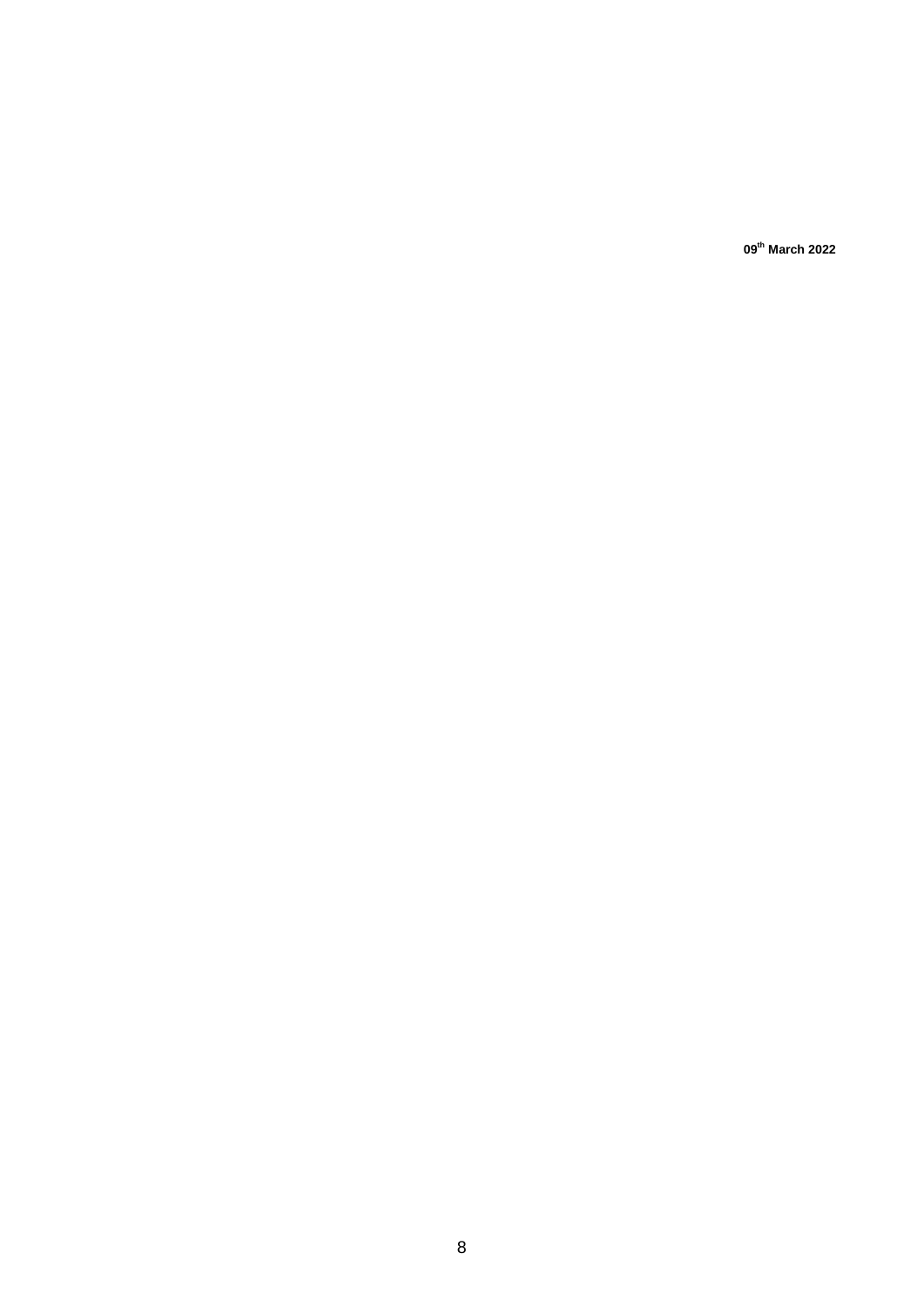**09th March 2022**